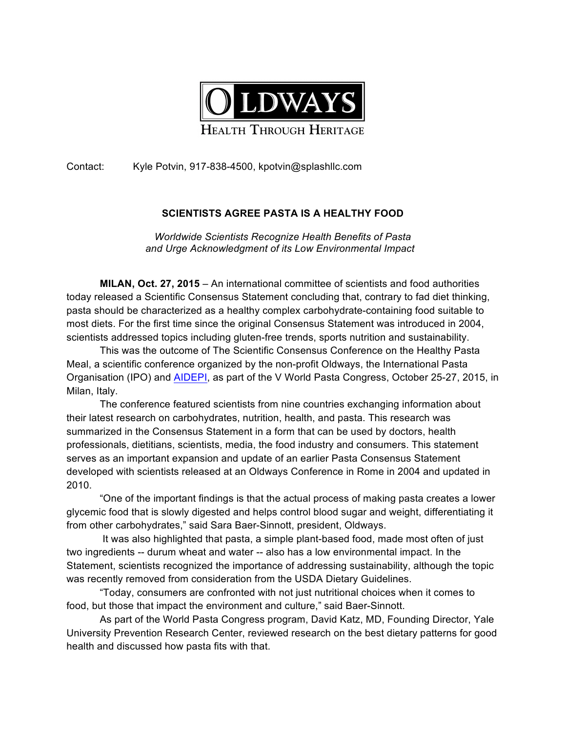OLDWAYS

HEALTH THROUGH HERITAGE

Contact: Kyle Potvin, 917-838-4500, kpotvin@splashllc.com

## SCIENTISTS AGREE PASTA IS A HEALTHY FOOD

*Worldwide Scientists Recognize Health Benefits of Pasta and Urge Acknowledgment of its Low Environmental Impact*

**MILAN, Oct. 27, 2015** – An international committee of scientists and food authorities today released a Scientific Consensus Statement concluding that, contrary to fad diet thinking, pasta should be characterized as a healthy complex carbohydrate-containing food suitable to most diets. For the first time since the original Consensus Statement was introduced in 2004, scientists addressed topics including gluten-free trends, sports nutrition and sustainability.

This was the outcome of The Scientific Consensus Conference on the Healthy Pasta Meal, a scientific conference organized by the non-profit Oldways, the International Pasta Organisation (IPO) and AIDEPI, as part of the V World Pasta Congress, October 25-27, 2015, in Milan, Italy.

The conference featured scientists from nine countries exchanging information about their latest research on carbohydrates, nutrition, health, and pasta. This research was summarized in the Consensus Statement in a form that can be used by doctors, health professionals, dietitians, scientists, media, the food industry and consumers. This statement serves as an important expansion and update of an earlier Pasta Consensus Statement developed with scientists released at an Oldways Conference in Rome in 2004 and updated in 2010.

"One of the important findings is that the actual process of making pasta creates a lower glycemic food that is slowly digested and helps control blood sugar and weight, differentiating it from other carbohydrates," said Sara Baer-Sinnott, president, Oldways.

It was also highlighted that pasta, a simple plant-based food, made most often of just two ingredients -- durum wheat and water -- also has a low environmental impact. In the Statement, scientists recognized the importance of addressing sustainability, although the topic was recently removed from consideration from the USDA Dietary Guidelines.

"Today, consumers are confronted with not just nutritional choices when it comes to food, but those that impact the environment and culture," said Baer-Sinnott.

As part of the World Pasta Congress program, David Katz, MD, Founding Director, Yale University Prevention Research Center, reviewed research on the best dietary patterns for good health and discussed how pasta fits with that.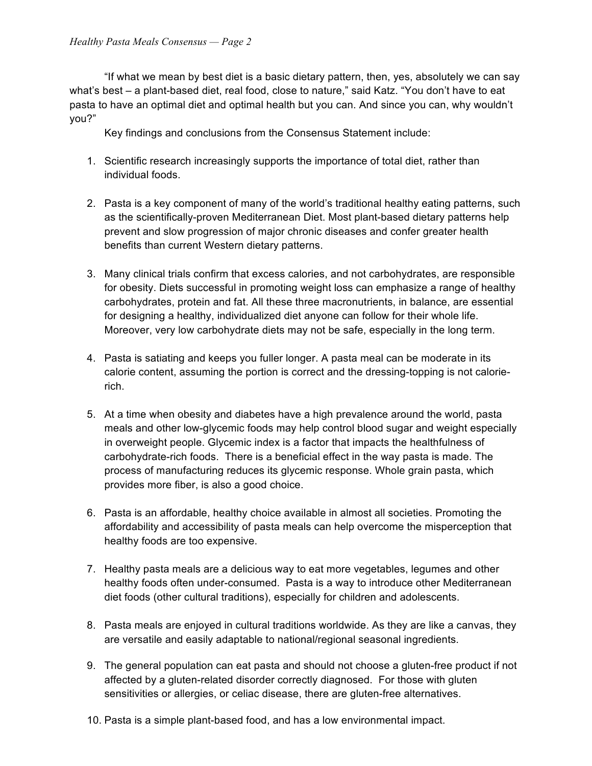“If what we mean by best diet is a basic dietary pattern, then, yes, absolutely we can say what’s best – a plant-based diet, real food, close to nature,” said Katz. “You don’t have to eat pasta to have an optimal diet and optimal health but you can. And since you can, why wouldn’t you?”

Key findings and conclusions from the Consensus Statement include:

1. Scientific research increasingly supports the importance of total diet, rather than individual foods.

2. Pasta is a key component of many of the world’s traditional healthy eating patterns, such as the scientifically-proven Mediterranean Diet. Most plant-based dietary patterns help prevent and slow progression of major chronic diseases and confer greater health benefits than current Western dietary patterns.

3. Many clinical trials confirm that excess calories, and not carbohydrates, are responsible for obesity. Diets successful in promoting weight loss can emphasize a range of healthy carbohydrates, protein and fat. All these three macronutrients, in balance, are essential for designing a healthy, individualized diet anyone can follow for their whole life. Moreover, very low carbohydrate diets may not be safe, especially in the long term.

4. Pasta is satiating and keeps you fuller longer. A pasta meal can be moderate in its calorie content, assuming the portion is correct and the dressing-topping is not calorie-rich.

5. At a time when obesity and diabetes have a high prevalence around the world, pasta meals and other low-glycemic foods may help control blood sugar and weight especially in overweight people. Glycemic index is a factor that impacts the healthfulness of carbohydrate-rich foods. There is a beneficial effect in the way pasta is made. The process of manufacturing reduces its glycemic response. Whole grain pasta, which provides more fiber, is also a good choice.

6. Pasta is an affordable, healthy choice available in almost all societies. Promoting the affordability and accessibility of pasta meals can help overcome the misperception that healthy foods are too expensive.

7. Healthy pasta meals are a delicious way to eat more vegetables, legumes and other healthy foods often under-consumed. Pasta is a way to introduce other Mediterranean diet foods (other cultural traditions), especially for children and adolescents.

8. Pasta meals are enjoyed in cultural traditions worldwide. As they are like a canvas, they are versatile and easily adaptable to national/regional seasonal ingredients.

9. The general population can eat pasta and should not choose a gluten-free product if not affected by a gluten-related disorder correctly diagnosed. For those with gluten sensitivities or allergies, or celiac disease, there are gluten-free alternatives.

10. Pasta is a simple plant-based food, and has a low environmental impact.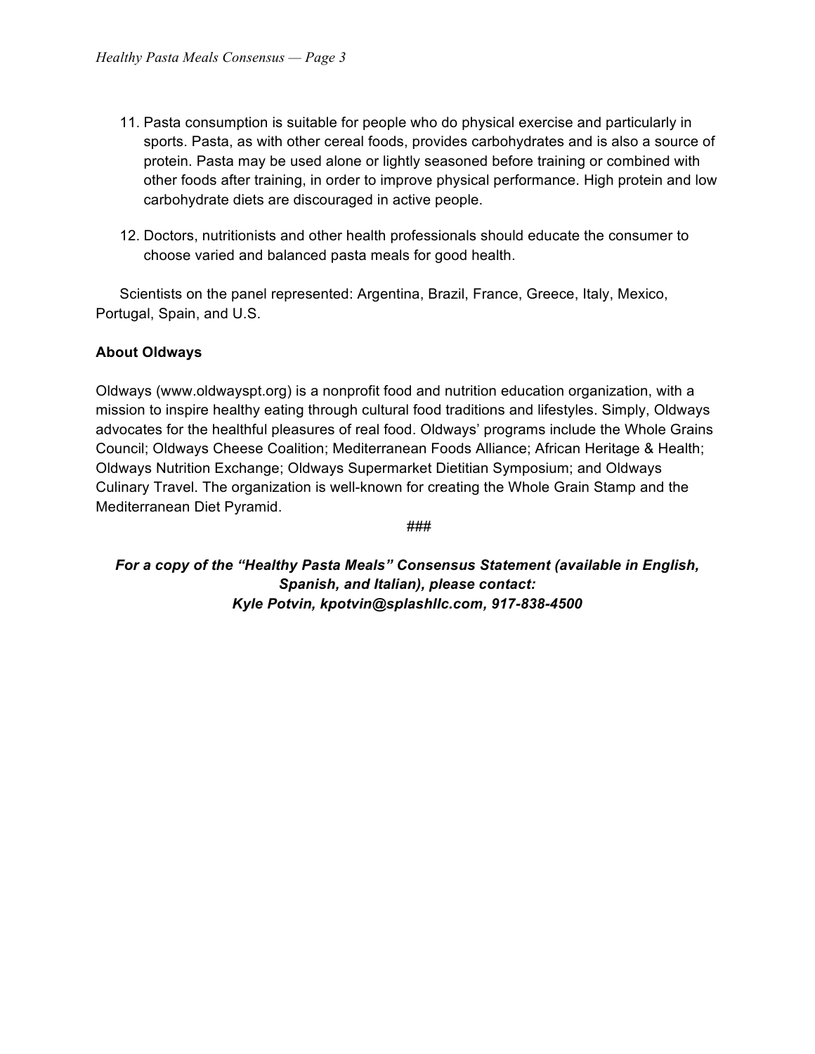11. Pasta consumption is suitable for people who do physical exercise and particularly in sports. Pasta, as with other cereal foods, provides carbohydrates and is also a source of protein. Pasta may be used alone or lightly seasoned before training or combined with other foods after training, in order to improve physical performance. High protein and low carbohydrate diets are discouraged in active people.

12. Doctors, nutritionists and other health professionals should educate the consumer to choose varied and balanced pasta meals for good health.

Scientists on the panel represented: Argentina, Brazil, France, Greece, Italy, Mexico, Portugal, Spain, and U.S.

**About Oldways**

Oldways (www.oldwayspt.org) is a nonprofit food and nutrition education organization, with a mission to inspire healthy eating through cultural food traditions and lifestyles. Simply, Oldways advocates for the healthful pleasures of real food. Oldways' programs include the Whole Grains Council; Oldways Cheese Coalition; Mediterranean Foods Alliance; African Heritage & Health; Oldways Nutrition Exchange; Oldways Supermarket Dietitian Symposium; and Oldways Culinary Travel. The organization is well-known for creating the Whole Grain Stamp and the Mediterranean Diet Pyramid.

###

***For a copy of the "Healthy Pasta Meals" Consensus Statement (available in English, Spanish, and Italian), please contact: Kyle Potvin, kpotvin@splashllc.com, 917-838-4500***